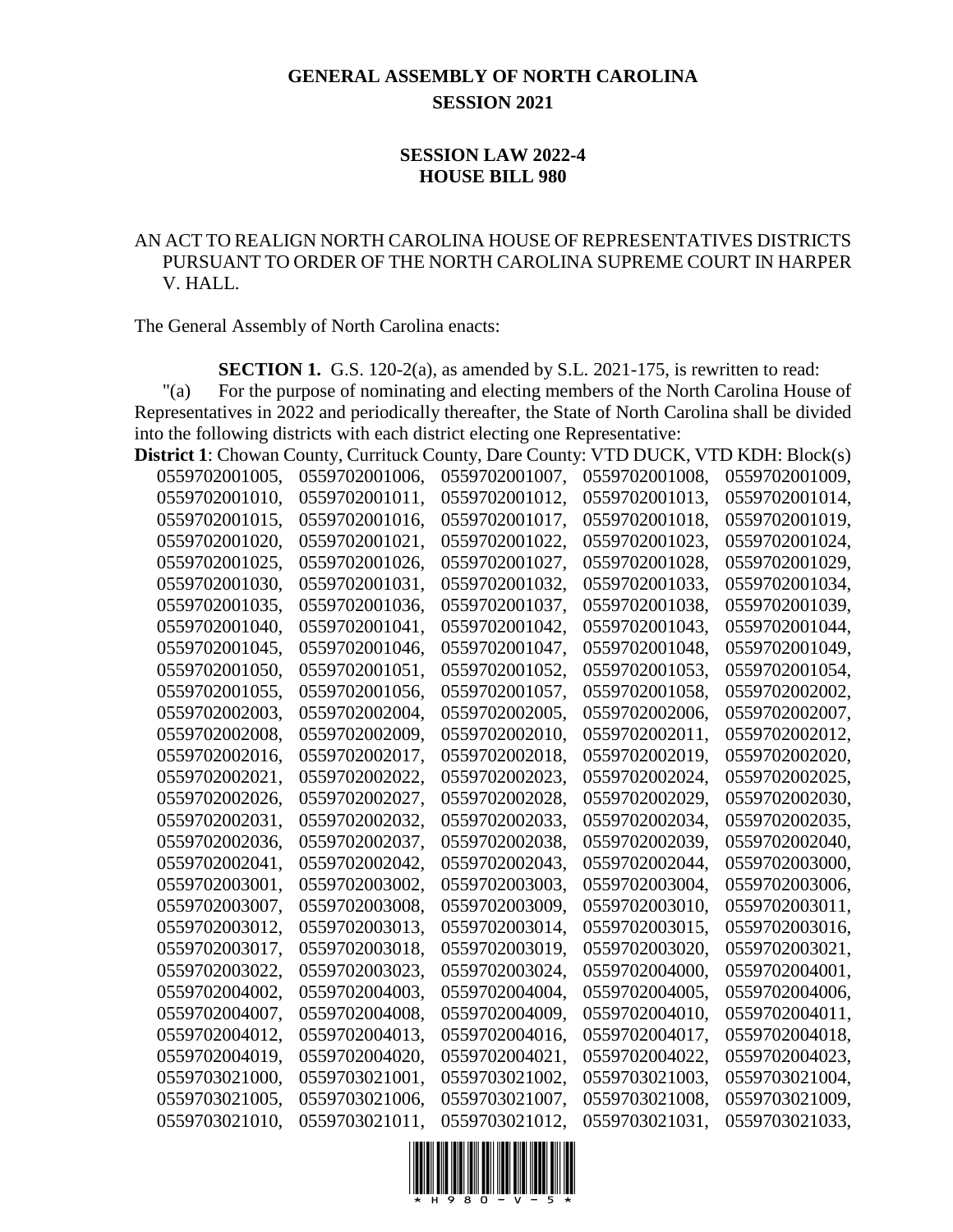# GENERAL ASSEMBLY OF NORTH CAROLINA
## SESSION 2021

## SESSION LAW 2022-4
## HOUSE BILL 980

AN ACT TO REALIGN NORTH CAROLINA HOUSE OF REPRESENTATIVES DISTRICTS PURSUANT TO ORDER OF THE NORTH CAROLINA SUPREME COURT IN HARPER V. HALL.

The General Assembly of North Carolina enacts:

**SECTION 1.** G.S. 120-2(a), as amended by S.L. 2021-175, is rewritten to read:

"(a) For the purpose of nominating and electing members of the North Carolina House of Representatives in 2022 and periodically thereafter, the State of North Carolina shall be divided into the following districts with each district electing one Representative:

**District 1**: Chowan County, Currituck County, Dare County: VTD DUCK, VTD KDH: Block(s) 0559702001005, 0559702001006, 0559702001007, 0559702001008, 0559702001009, 0559702001010, 0559702001011, 0559702001012, 0559702001013, 0559702001014, 0559702001015, 0559702001016, 0559702001017, 0559702001018, 0559702001019, 0559702001020, 0559702001021, 0559702001022, 0559702001023, 0559702001024, 0559702001025, 0559702001026, 0559702001027, 0559702001028, 0559702001029, 0559702001030, 0559702001031, 0559702001032, 0559702001033, 0559702001034, 0559702001035, 0559702001036, 0559702001037, 0559702001038, 0559702001039, 0559702001040, 0559702001041, 0559702001042, 0559702001043, 0559702001044, 0559702001045, 0559702001046, 0559702001047, 0559702001048, 0559702001049, 0559702001050, 0559702001051, 0559702001052, 0559702001053, 0559702001054, 0559702001055, 0559702001056, 0559702001057, 0559702001058, 0559702002002, 0559702002003, 0559702002004, 0559702002005, 0559702002006, 0559702002007, 0559702002008, 0559702002009, 0559702002010, 0559702002011, 0559702002012, 0559702002016, 0559702002017, 0559702002018, 0559702002019, 0559702002020, 0559702002021, 0559702002022, 0559702002023, 0559702002024, 0559702002025, 0559702002026, 0559702002027, 0559702002028, 0559702002029, 0559702002030, 0559702002031, 0559702002032, 0559702002033, 0559702002034, 0559702002035, 0559702002036, 0559702002037, 0559702002038, 0559702002039, 0559702002040, 0559702002041, 0559702002042, 0559702002043, 0559702002044, 0559702003000, 0559702003001, 0559702003002, 0559702003003, 0559702003004, 0559702003006, 0559702003007, 0559702003008, 0559702003009, 0559702003010, 0559702003011, 0559702003012, 0559702003013, 0559702003014, 0559702003015, 0559702003016, 0559702003017, 0559702003018, 0559702003019, 0559702003020, 0559702003021, 0559702003022, 0559702003023, 0559702003024, 0559702004000, 0559702004001, 0559702004002, 0559702004003, 0559702004004, 0559702004005, 0559702004006, 0559702004007, 0559702004008, 0559702004009, 0559702004010, 0559702004011, 0559702004012, 0559702004013, 0559702004016, 0559702004017, 0559702004018, 0559702004019, 0559702004020, 0559702004021, 0559702004022, 0559702004023, 0559703021000, 0559703021001, 0559703021002, 0559703021003, 0559703021004, 0559703021005, 0559703021006, 0559703021007, 0559703021008, 0559703021009, 0559703021010, 0559703021011, 0559703021012, 0559703021031, 0559703021033,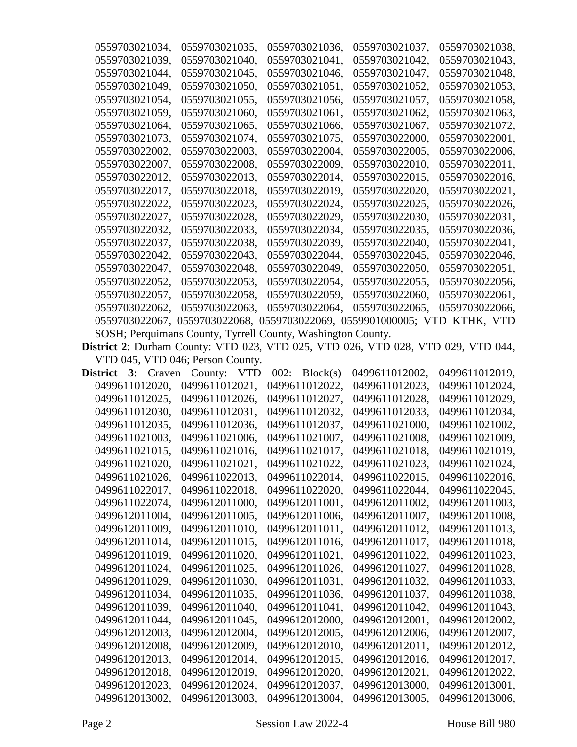0559703021034, 0559703021035, 0559703021036, 0559703021037, 0559703021038, 0559703021039, 0559703021040, 0559703021041, 0559703021042, 0559703021043, 0559703021044, 0559703021045, 0559703021046, 0559703021047, 0559703021048, 0559703021049, 0559703021050, 0559703021051, 0559703021052, 0559703021053, 0559703021054, 0559703021055, 0559703021056, 0559703021057, 0559703021058, 0559703021059, 0559703021060, 0559703021061, 0559703021062, 0559703021063, 0559703021064, 0559703021065, 0559703021066, 0559703021067, 0559703021072, 0559703021073, 0559703021074, 0559703021075, 0559703022000, 0559703022001, 0559703022002, 0559703022003, 0559703022004, 0559703022005, 0559703022006, 0559703022007, 0559703022008, 0559703022009, 0559703022010, 0559703022011, 0559703022012, 0559703022013, 0559703022014, 0559703022015, 0559703022016, 0559703022017, 0559703022018, 0559703022019, 0559703022020, 0559703022021, 0559703022022, 0559703022023, 0559703022024, 0559703022025, 0559703022026, 0559703022027, 0559703022028, 0559703022029, 0559703022030, 0559703022031, 0559703022032, 0559703022033, 0559703022034, 0559703022035, 0559703022036, 0559703022037, 0559703022038, 0559703022039, 0559703022040, 0559703022041, 0559703022042, 0559703022043, 0559703022044, 0559703022045, 0559703022046, 0559703022047, 0559703022048, 0559703022049, 0559703022050, 0559703022051, 0559703022052, 0559703022053, 0559703022054, 0559703022055, 0559703022056, 0559703022057, 0559703022058, 0559703022059, 0559703022060, 0559703022061, 0559703022062, 0559703022063, 0559703022064, 0559703022065, 0559703022066, 0559703022067, 0559703022068, 0559703022069, 0559901000005; VTD KTHK, VTD SOSH; Perquimans County, Tyrrell County, Washington County.

**District 2**: Durham County: VTD 023, VTD 025, VTD 026, VTD 028, VTD 029, VTD 044, VTD 045, VTD 046; Person County.

**District 3**: Craven County: VTD 002: Block(s) 0499611012002, 0499611012019, 0499611012020, 0499611012021, 0499611012022, 0499611012023, 0499611012024, 0499611012025, 0499611012026, 0499611012027, 0499611012028, 0499611012029, 0499611012030, 0499611012031, 0499611012032, 0499611012033, 0499611012034, 0499611012035, 0499611012036, 0499611012037, 0499611021000, 0499611021002, 0499611021003, 0499611021006, 0499611021007, 0499611021008, 0499611021009, 0499611021015, 0499611021016, 0499611021017, 0499611021018, 0499611021019, 0499611021020, 0499611021021, 0499611021022, 0499611021023, 0499611021024, 0499611021026, 0499611022013, 0499611022014, 0499611022015, 0499611022016, 0499611022017, 0499611022018, 0499611022020, 0499611022044, 0499611022045, 0499611022074, 0499612011000, 0499612011001, 0499612011002, 0499612011003, 0499612011004, 0499612011005, 0499612011006, 0499612011007, 0499612011008, 0499612011009, 0499612011010, 0499612011011, 0499612011012, 0499612011013, 0499612011014, 0499612011015, 0499612011016, 0499612011017, 0499612011018, 0499612011019, 0499612011020, 0499612011021, 0499612011022, 0499612011023, 0499612011024, 0499612011025, 0499612011026, 0499612011027, 0499612011028, 0499612011029, 0499612011030, 0499612011031, 0499612011032, 0499612011033, 0499612011034, 0499612011035, 0499612011036, 0499612011037, 0499612011038, 0499612011039, 0499612011040, 0499612011041, 0499612011042, 0499612011043, 0499612011044, 0499612011045, 0499612012000, 0499612012001, 0499612012002, 0499612012003, 0499612012004, 0499612012005, 0499612012006, 0499612012007, 0499612012008, 0499612012009, 0499612012010, 0499612012011, 0499612012012, 0499612012013, 0499612012014, 0499612012015, 0499612012016, 0499612012017, 0499612012018, 0499612012019, 0499612012020, 0499612012021, 0499612012022, 0499612012023, 0499612012024, 0499612012037, 0499612013000, 0499612013001, 0499612013002, 0499612013003, 0499612013004, 0499612013005, 0499612013006,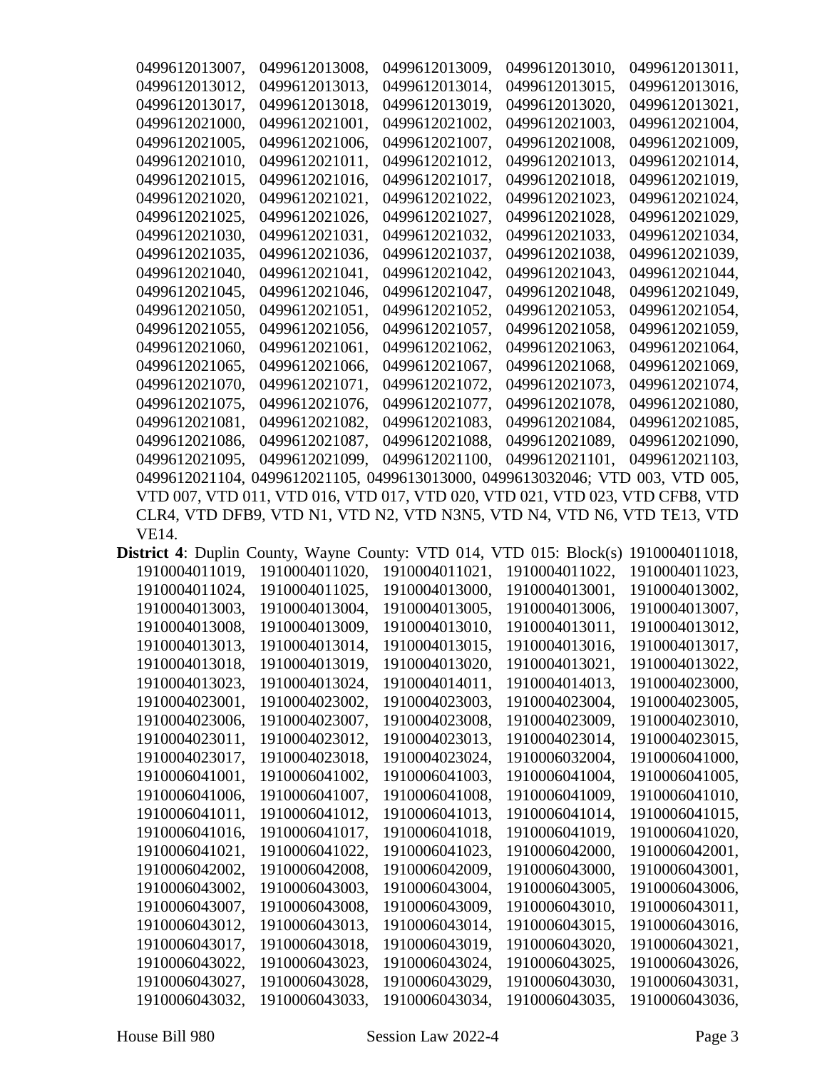0499612013007, 0499612013008, 0499612013009, 0499612013010, 0499612013011, 0499612013012, 0499612013013, 0499612013014, 0499612013015, 0499612013016, 0499612013017, 0499612013018, 0499612013019, 0499612013020, 0499612013021, 0499612021000, 0499612021001, 0499612021002, 0499612021003, 0499612021004, 0499612021005, 0499612021006, 0499612021007, 0499612021008, 0499612021009, 0499612021010, 0499612021011, 0499612021012, 0499612021013, 0499612021014, 0499612021015, 0499612021016, 0499612021017, 0499612021018, 0499612021019, 0499612021020, 0499612021021, 0499612021022, 0499612021023, 0499612021024, 0499612021025, 0499612021026, 0499612021027, 0499612021028, 0499612021029, 0499612021030, 0499612021031, 0499612021032, 0499612021033, 0499612021034, 0499612021035, 0499612021036, 0499612021037, 0499612021038, 0499612021039, 0499612021040, 0499612021041, 0499612021042, 0499612021043, 0499612021044, 0499612021045, 0499612021046, 0499612021047, 0499612021048, 0499612021049, 0499612021050, 0499612021051, 0499612021052, 0499612021053, 0499612021054, 0499612021055, 0499612021056, 0499612021057, 0499612021058, 0499612021059, 0499612021060, 0499612021061, 0499612021062, 0499612021063, 0499612021064, 0499612021065, 0499612021066, 0499612021067, 0499612021068, 0499612021069, 0499612021070, 0499612021071, 0499612021072, 0499612021073, 0499612021074, 0499612021075, 0499612021076, 0499612021077, 0499612021078, 0499612021080, 0499612021081, 0499612021082, 0499612021083, 0499612021084, 0499612021085, 0499612021086, 0499612021087, 0499612021088, 0499612021089, 0499612021090, 0499612021095, 0499612021099, 0499612021100, 0499612021101, 0499612021103, 0499612021104, 0499612021105, 0499613013000, 0499613032046; VTD 003, VTD 005, VTD 007, VTD 011, VTD 016, VTD 017, VTD 020, VTD 021, VTD 023, VTD CFB8, VTD CLR4, VTD DFB9, VTD N1, VTD N2, VTD N3N5, VTD N4, VTD N6, VTD TE13, VTD VE14.

**District 4**: Duplin County, Wayne County: VTD 014, VTD 015: Block(s) 1910004011018, 1910004011019, 1910004011020, 1910004011021, 1910004011022, 1910004011023, 1910004011024, 1910004011025, 1910004013000, 1910004013001, 1910004013002, 1910004013003, 1910004013004, 1910004013005, 1910004013006, 1910004013007, 1910004013008, 1910004013009, 1910004013010, 1910004013011, 1910004013012, 1910004013013, 1910004013014, 1910004013015, 1910004013016, 1910004013017, 1910004013018, 1910004013019, 1910004013020, 1910004013021, 1910004013022, 1910004013023, 1910004013024, 1910004014011, 1910004014013, 1910004023000, 1910004023001, 1910004023002, 1910004023003, 1910004023004, 1910004023005, 1910004023006, 1910004023007, 1910004023008, 1910004023009, 1910004023010, 1910004023011, 1910004023012, 1910004023013, 1910004023014, 1910004023015, 1910004023017, 1910004023018, 1910004023024, 1910006032004, 1910006041000, 1910006041001, 1910006041002, 1910006041003, 1910006041004, 1910006041005, 1910006041006, 1910006041007, 1910006041008, 1910006041009, 1910006041010, 1910006041011, 1910006041012, 1910006041013, 1910006041014, 1910006041015, 1910006041016, 1910006041017, 1910006041018, 1910006041019, 1910006041020, 1910006041021, 1910006041022, 1910006041023, 1910006042000, 1910006042001, 1910006042002, 1910006042008, 1910006042009, 1910006043000, 1910006043001, 1910006043002, 1910006043003, 1910006043004, 1910006043005, 1910006043006, 1910006043007, 1910006043008, 1910006043009, 1910006043010, 1910006043011, 1910006043012, 1910006043013, 1910006043014, 1910006043015, 1910006043016, 1910006043017, 1910006043018, 1910006043019, 1910006043020, 1910006043021, 1910006043022, 1910006043023, 1910006043024, 1910006043025, 1910006043026, 1910006043027, 1910006043028, 1910006043029, 1910006043030, 1910006043031, 1910006043032, 1910006043033, 1910006043034, 1910006043035, 1910006043036,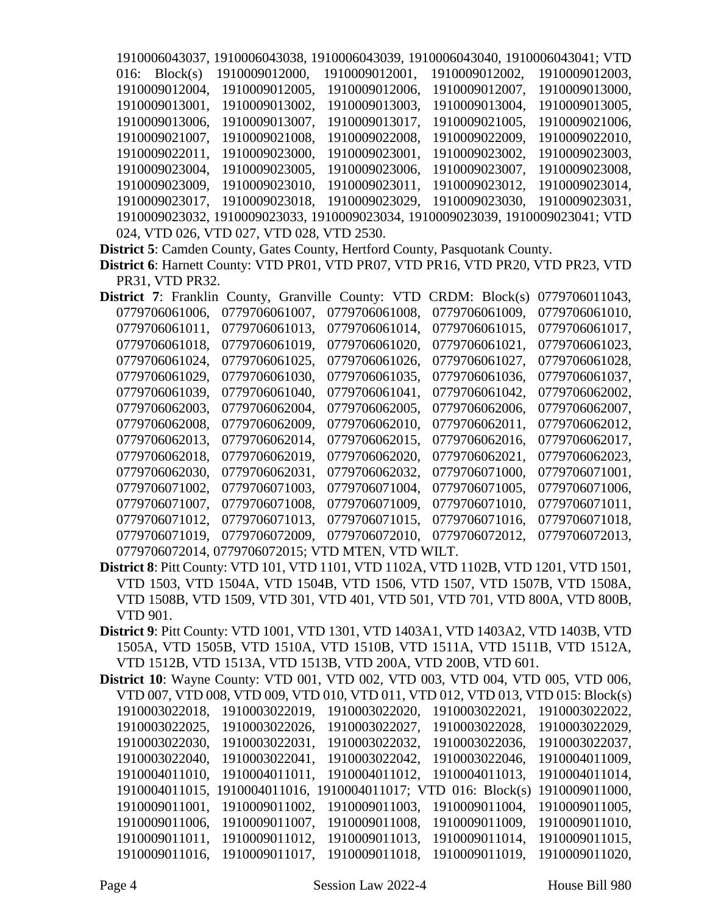1910006043037, 1910006043038, 1910006043039, 1910006043040, 1910006043041; VTD 016: Block(s) 1910009012000, 1910009012001, 1910009012002, 1910009012003, 1910009012004, 1910009012005, 1910009012006, 1910009012007, 1910009013000, 1910009013001, 1910009013002, 1910009013003, 1910009013004, 1910009013005, 1910009013006, 1910009013007, 1910009013017, 1910009021005, 1910009021006, 1910009021007, 1910009021008, 1910009022008, 1910009022009, 1910009022010, 1910009022011, 1910009023000, 1910009023001, 1910009023002, 1910009023003, 1910009023004, 1910009023005, 1910009023006, 1910009023007, 1910009023008, 1910009023009, 1910009023010, 1910009023011, 1910009023012, 1910009023014, 1910009023017, 1910009023018, 1910009023029, 1910009023030, 1910009023031, 1910009023032, 1910009023033, 1910009023034, 1910009023039, 1910009023041; VTD 024, VTD 026, VTD 027, VTD 028, VTD 2530.

**District 5**: Camden County, Gates County, Hertford County, Pasquotank County.

**District 6**: Harnett County: VTD PR01, VTD PR07, VTD PR16, VTD PR20, VTD PR23, VTD PR31, VTD PR32.

**District 7**: Franklin County, Granville County: VTD CRDM: Block(s) 0779706011043, 0779706061006, 0779706061007, 0779706061008, 0779706061009, 0779706061010, 0779706061011, 0779706061013, 0779706061014, 0779706061015, 0779706061017, 0779706061018, 0779706061019, 0779706061020, 0779706061021, 0779706061023, 0779706061024, 0779706061025, 0779706061026, 0779706061027, 0779706061028, 0779706061029, 0779706061030, 0779706061035, 0779706061036, 0779706061037, 0779706061039, 0779706061040, 0779706061041, 0779706061042, 0779706062002, 0779706062003, 0779706062004, 0779706062005, 0779706062006, 0779706062007, 0779706062008, 0779706062009, 0779706062010, 0779706062011, 0779706062012, 0779706062013, 0779706062014, 0779706062015, 0779706062016, 0779706062017, 0779706062018, 0779706062019, 0779706062020, 0779706062021, 0779706062023, 0779706062030, 0779706062031, 0779706062032, 0779706071000, 0779706071001, 0779706071002, 0779706071003, 0779706071004, 0779706071005, 0779706071006, 0779706071007, 0779706071008, 0779706071009, 0779706071010, 0779706071011, 0779706071012, 0779706071013, 0779706071015, 0779706071016, 0779706071018, 0779706071019, 0779706072009, 0779706072010, 0779706072012, 0779706072013, 0779706072014, 0779706072015; VTD MTEN, VTD WILT.

**District 8**: Pitt County: VTD 101, VTD 1101, VTD 1102A, VTD 1102B, VTD 1201, VTD 1501, VTD 1503, VTD 1504A, VTD 1504B, VTD 1506, VTD 1507, VTD 1507B, VTD 1508A, VTD 1508B, VTD 1509, VTD 301, VTD 401, VTD 501, VTD 701, VTD 800A, VTD 800B, VTD 901.

**District 9**: Pitt County: VTD 1001, VTD 1301, VTD 1403A1, VTD 1403A2, VTD 1403B, VTD 1505A, VTD 1505B, VTD 1510A, VTD 1510B, VTD 1511A, VTD 1511B, VTD 1512A, VTD 1512B, VTD 1513A, VTD 1513B, VTD 200A, VTD 200B, VTD 601.

**District 10**: Wayne County: VTD 001, VTD 002, VTD 003, VTD 004, VTD 005, VTD 006, VTD 007, VTD 008, VTD 009, VTD 010, VTD 011, VTD 012, VTD 013, VTD 015: Block(s) 1910003022018, 1910003022019, 1910003022020, 1910003022021, 1910003022022, 1910003022025, 1910003022026, 1910003022027, 1910003022028, 1910003022029, 1910003022030, 1910003022031, 1910003022032, 1910003022036, 1910003022037, 1910003022040, 1910003022041, 1910003022042, 1910003022046, 1910004011009, 1910004011010, 1910004011011, 1910004011012, 1910004011013, 1910004011014, 1910004011015, 1910004011016, 1910004011017; VTD 016: Block(s) 1910009011000, 1910009011001, 1910009011002, 1910009011003, 1910009011004, 1910009011005, 1910009011006, 1910009011007, 1910009011008, 1910009011009, 1910009011010, 1910009011011, 1910009011012, 1910009011013, 1910009011014, 1910009011015, 1910009011016, 1910009011017, 1910009011018, 1910009011019, 1910009011020,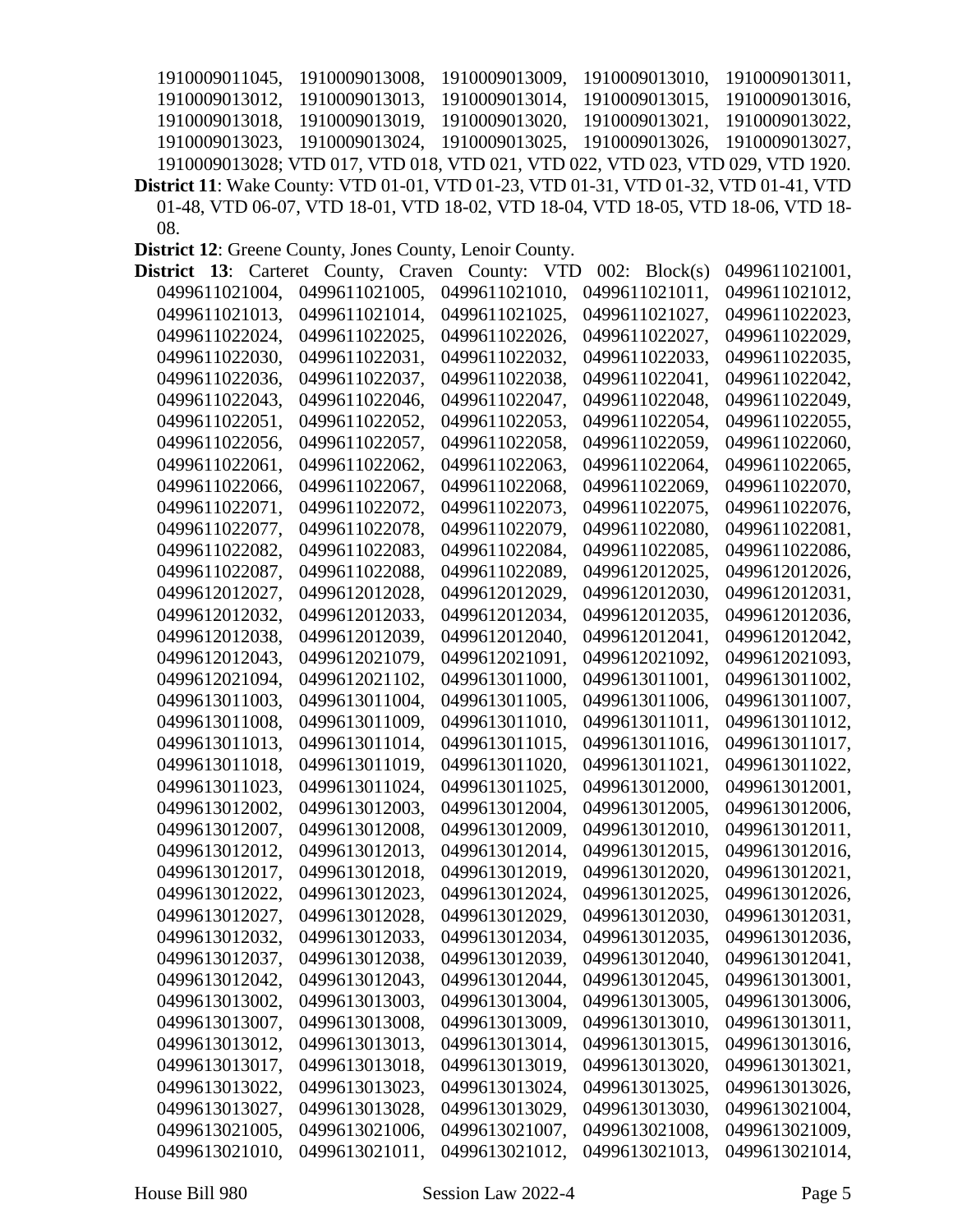1910009011045, 1910009013008, 1910009013009, 1910009013010, 1910009013011, 1910009013012, 1910009013013, 1910009013014, 1910009013015, 1910009013016, 1910009013018, 1910009013019, 1910009013020, 1910009013021, 1910009013022, 1910009013023, 1910009013024, 1910009013025, 1910009013026, 1910009013027, 1910009013028; VTD 017, VTD 018, VTD 021, VTD 022, VTD 023, VTD 029, VTD 1920.

**District 11**: Wake County: VTD 01-01, VTD 01-23, VTD 01-31, VTD 01-32, VTD 01-41, VTD 01-48, VTD 06-07, VTD 18-01, VTD 18-02, VTD 18-04, VTD 18-05, VTD 18-06, VTD 18-08.

**District 12**: Greene County, Jones County, Lenoir County.

**District 13**: Carteret County, Craven County: VTD 002: Block(s) 0499611021001, 0499611021004, 0499611021005, 0499611021010, 0499611021011, 0499611021012, 0499611021013, 0499611021014, 0499611021025, 0499611021027, 0499611022023, 0499611022024, 0499611022025, 0499611022026, 0499611022027, 0499611022029, 0499611022030, 0499611022031, 0499611022032, 0499611022033, 0499611022035, 0499611022036, 0499611022037, 0499611022038, 0499611022041, 0499611022042, 0499611022043, 0499611022046, 0499611022047, 0499611022048, 0499611022049, 0499611022051, 0499611022052, 0499611022053, 0499611022054, 0499611022055, 0499611022056, 0499611022057, 0499611022058, 0499611022059, 0499611022060, 0499611022061, 0499611022062, 0499611022063, 0499611022064, 0499611022065, 0499611022066, 0499611022067, 0499611022068, 0499611022069, 0499611022070, 0499611022071, 0499611022072, 0499611022073, 0499611022075, 0499611022076, 0499611022077, 0499611022078, 0499611022079, 0499611022080, 0499611022081, 0499611022082, 0499611022083, 0499611022084, 0499611022085, 0499611022086, 0499611022087, 0499611022088, 0499611022089, 0499612012025, 0499612012026, 0499612012027, 0499612012028, 0499612012029, 0499612012030, 0499612012031, 0499612012032, 0499612012033, 0499612012034, 0499612012035, 0499612012036, 0499612012038, 0499612012039, 0499612012040, 0499612012041, 0499612012042, 0499612012043, 0499612021079, 0499612021091, 0499612021092, 0499612021093, 0499612021094, 0499612021102, 0499613011000, 0499613011001, 0499613011002, 0499613011003, 0499613011004, 0499613011005, 0499613011006, 0499613011007, 0499613011008, 0499613011009, 0499613011010, 0499613011011, 0499613011012, 0499613011013, 0499613011014, 0499613011015, 0499613011016, 0499613011017, 0499613011018, 0499613011019, 0499613011020, 0499613011021, 0499613011022, 0499613011023, 0499613011024, 0499613011025, 0499613012000, 0499613012001, 0499613012002, 0499613012003, 0499613012004, 0499613012005, 0499613012006, 0499613012007, 0499613012008, 0499613012009, 0499613012010, 0499613012011, 0499613012012, 0499613012013, 0499613012014, 0499613012015, 0499613012016, 0499613012017, 0499613012018, 0499613012019, 0499613012020, 0499613012021, 0499613012022, 0499613012023, 0499613012024, 0499613012025, 0499613012026, 0499613012027, 0499613012028, 0499613012029, 0499613012030, 0499613012031, 0499613012032, 0499613012033, 0499613012034, 0499613012035, 0499613012036, 0499613012037, 0499613012038, 0499613012039, 0499613012040, 0499613012041, 0499613012042, 0499613012043, 0499613012044, 0499613012045, 0499613013001, 0499613013002, 0499613013003, 0499613013004, 0499613013005, 0499613013006, 0499613013007, 0499613013008, 0499613013009, 0499613013010, 0499613013011, 0499613013012, 0499613013013, 0499613013014, 0499613013015, 0499613013016, 0499613013017, 0499613013018, 0499613013019, 0499613013020, 0499613013021, 0499613013022, 0499613013023, 0499613013024, 0499613013025, 0499613013026, 0499613013027, 0499613013028, 0499613013029, 0499613013030, 0499613021004, 0499613021005, 0499613021006, 0499613021007, 0499613021008, 0499613021009, 0499613021010, 0499613021011, 0499613021012, 0499613021013, 0499613021014,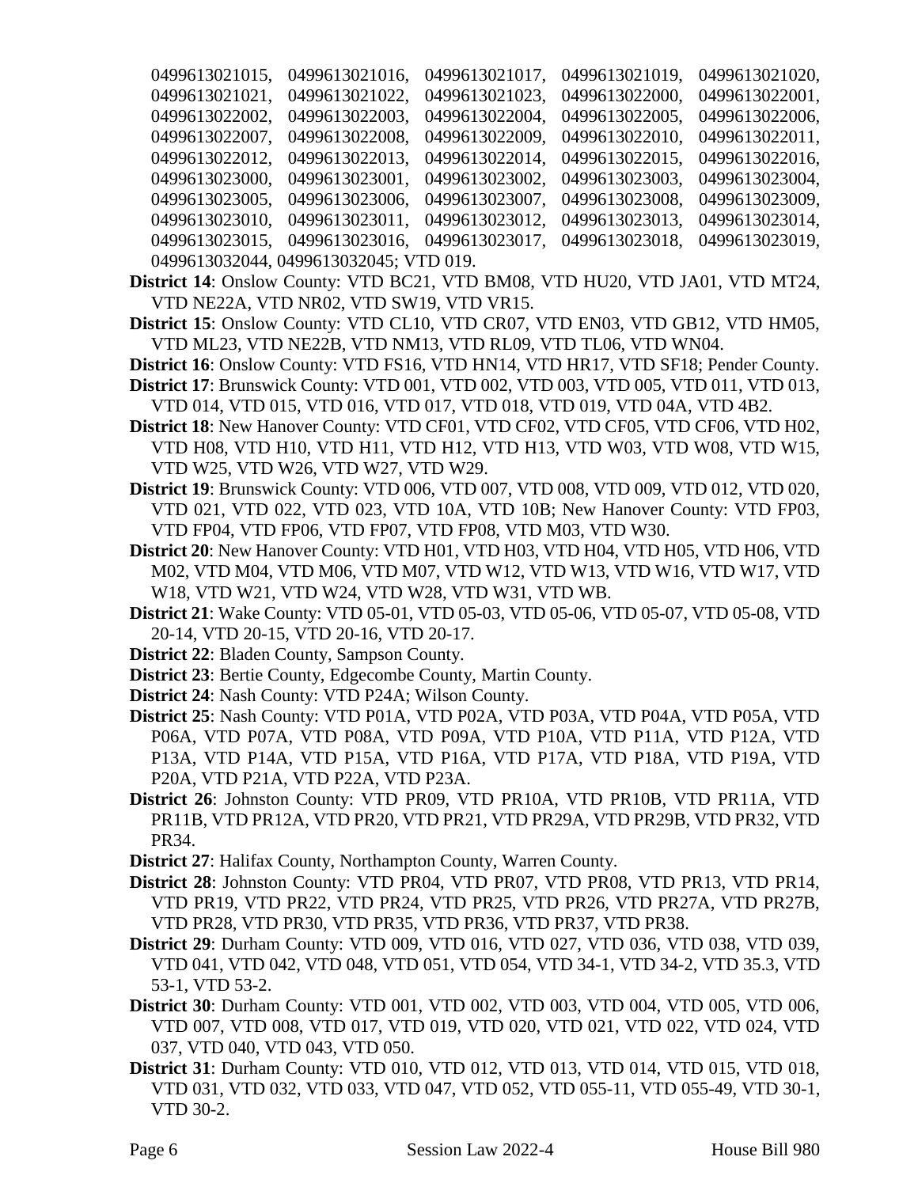0499613021015, 0499613021016, 0499613021017, 0499613021019, 0499613021020, 0499613021021, 0499613021022, 0499613021023, 0499613022000, 0499613022001, 0499613022002, 0499613022003, 0499613022004, 0499613022005, 0499613022006, 0499613022007, 0499613022008, 0499613022009, 0499613022010, 0499613022011, 0499613022012, 0499613022013, 0499613022014, 0499613022015, 0499613022016, 0499613023000, 0499613023001, 0499613023002, 0499613023003, 0499613023004, 0499613023005, 0499613023006, 0499613023007, 0499613023008, 0499613023009, 0499613023010, 0499613023011, 0499613023012, 0499613023013, 0499613023014, 0499613023015, 0499613023016, 0499613023017, 0499613023018, 0499613023019, 0499613032044, 0499613032045; VTD 019.

**District 14**: Onslow County: VTD BC21, VTD BM08, VTD HU20, VTD JA01, VTD MT24, VTD NE22A, VTD NR02, VTD SW19, VTD VR15.

**District 15**: Onslow County: VTD CL10, VTD CR07, VTD EN03, VTD GB12, VTD HM05, VTD ML23, VTD NE22B, VTD NM13, VTD RL09, VTD TL06, VTD WN04.

**District 16**: Onslow County: VTD FS16, VTD HN14, VTD HR17, VTD SF18; Pender County.

**District 17**: Brunswick County: VTD 001, VTD 002, VTD 003, VTD 005, VTD 011, VTD 013, VTD 014, VTD 015, VTD 016, VTD 017, VTD 018, VTD 019, VTD 04A, VTD 4B2.

**District 18**: New Hanover County: VTD CF01, VTD CF02, VTD CF05, VTD CF06, VTD H02, VTD H08, VTD H10, VTD H11, VTD H12, VTD H13, VTD W03, VTD W08, VTD W15, VTD W25, VTD W26, VTD W27, VTD W29.

**District 19**: Brunswick County: VTD 006, VTD 007, VTD 008, VTD 009, VTD 012, VTD 020, VTD 021, VTD 022, VTD 023, VTD 10A, VTD 10B; New Hanover County: VTD FP03, VTD FP04, VTD FP06, VTD FP07, VTD FP08, VTD M03, VTD W30.

**District 20**: New Hanover County: VTD H01, VTD H03, VTD H04, VTD H05, VTD H06, VTD M02, VTD M04, VTD M06, VTD M07, VTD W12, VTD W13, VTD W16, VTD W17, VTD W18, VTD W21, VTD W24, VTD W28, VTD W31, VTD WB.

**District 21**: Wake County: VTD 05-01, VTD 05-03, VTD 05-06, VTD 05-07, VTD 05-08, VTD 20-14, VTD 20-15, VTD 20-16, VTD 20-17.

**District 22**: Bladen County, Sampson County.

**District 23**: Bertie County, Edgecombe County, Martin County.

**District 24**: Nash County: VTD P24A; Wilson County.

**District 25**: Nash County: VTD P01A, VTD P02A, VTD P03A, VTD P04A, VTD P05A, VTD P06A, VTD P07A, VTD P08A, VTD P09A, VTD P10A, VTD P11A, VTD P12A, VTD P13A, VTD P14A, VTD P15A, VTD P16A, VTD P17A, VTD P18A, VTD P19A, VTD P20A, VTD P21A, VTD P22A, VTD P23A.

**District 26**: Johnston County: VTD PR09, VTD PR10A, VTD PR10B, VTD PR11A, VTD PR11B, VTD PR12A, VTD PR20, VTD PR21, VTD PR29A, VTD PR29B, VTD PR32, VTD PR34.

**District 27**: Halifax County, Northampton County, Warren County.

**District 28**: Johnston County: VTD PR04, VTD PR07, VTD PR08, VTD PR13, VTD PR14, VTD PR19, VTD PR22, VTD PR24, VTD PR25, VTD PR26, VTD PR27A, VTD PR27B, VTD PR28, VTD PR30, VTD PR35, VTD PR36, VTD PR37, VTD PR38.

**District 29**: Durham County: VTD 009, VTD 016, VTD 027, VTD 036, VTD 038, VTD 039, VTD 041, VTD 042, VTD 048, VTD 051, VTD 054, VTD 34-1, VTD 34-2, VTD 35.3, VTD 53-1, VTD 53-2.

**District 30**: Durham County: VTD 001, VTD 002, VTD 003, VTD 004, VTD 005, VTD 006, VTD 007, VTD 008, VTD 017, VTD 019, VTD 020, VTD 021, VTD 022, VTD 024, VTD 037, VTD 040, VTD 043, VTD 050.

**District 31**: Durham County: VTD 010, VTD 012, VTD 013, VTD 014, VTD 015, VTD 018, VTD 031, VTD 032, VTD 033, VTD 047, VTD 052, VTD 055-11, VTD 055-49, VTD 30-1, VTD 30-2.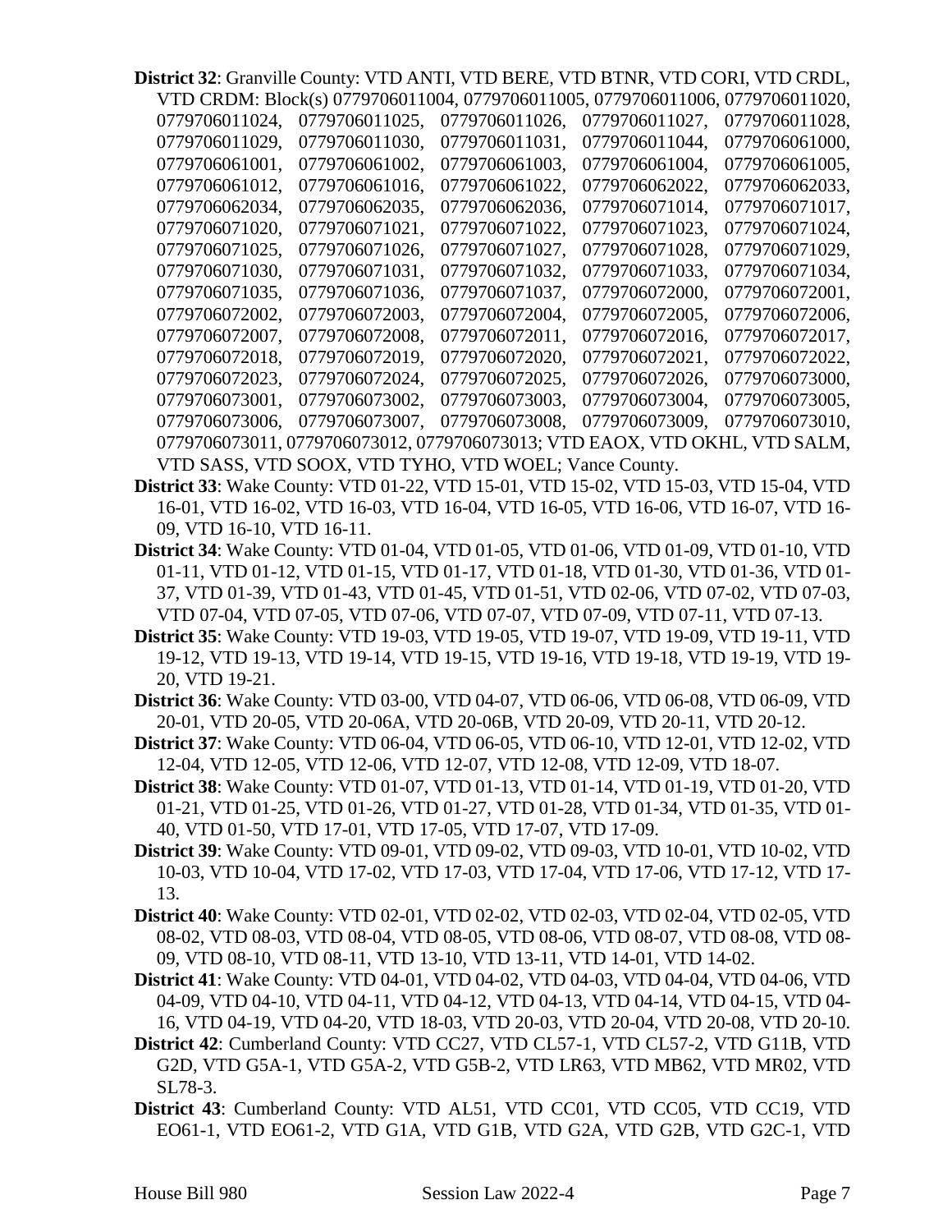**District 32**: Granville County: VTD ANTI, VTD BERE, VTD BTNR, VTD CORI, VTD CRDL, VTD CRDM: Block(s) 0779706011004, 0779706011005, 0779706011006, 0779706011020, 0779706011024, 0779706011025, 0779706011026, 0779706011027, 0779706011028, 0779706011029, 0779706011030, 0779706011031, 0779706011044, 0779706061000, 0779706061001, 0779706061002, 0779706061003, 0779706061004, 0779706061005, 0779706061012, 0779706061016, 0779706061022, 0779706062022, 0779706062033, 0779706062034, 0779706062035, 0779706062036, 0779706071014, 0779706071017, 0779706071020, 0779706071021, 0779706071022, 0779706071023, 0779706071024, 0779706071025, 0779706071026, 0779706071027, 0779706071028, 0779706071029, 0779706071030, 0779706071031, 0779706071032, 0779706071033, 0779706071034, 0779706071035, 0779706071036, 0779706071037, 0779706072000, 0779706072001, 0779706072002, 0779706072003, 0779706072004, 0779706072005, 0779706072006, 0779706072007, 0779706072008, 0779706072011, 0779706072016, 0779706072017, 0779706072018, 0779706072019, 0779706072020, 0779706072021, 0779706072022, 0779706072023, 0779706072024, 0779706072025, 0779706072026, 0779706073000, 0779706073001, 0779706073002, 0779706073003, 0779706073004, 0779706073005, 0779706073006, 0779706073007, 0779706073008, 0779706073009, 0779706073010, 0779706073011, 0779706073012, 0779706073013; VTD EAOX, VTD OKHL, VTD SALM, VTD SASS, VTD SOOX, VTD TYHO, VTD WOEL; Vance County.

**District 33**: Wake County: VTD 01-22, VTD 15-01, VTD 15-02, VTD 15-03, VTD 15-04, VTD 16-01, VTD 16-02, VTD 16-03, VTD 16-04, VTD 16-05, VTD 16-06, VTD 16-07, VTD 16-09, VTD 16-10, VTD 16-11.

**District 34**: Wake County: VTD 01-04, VTD 01-05, VTD 01-06, VTD 01-09, VTD 01-10, VTD 01-11, VTD 01-12, VTD 01-15, VTD 01-17, VTD 01-18, VTD 01-30, VTD 01-36, VTD 01-37, VTD 01-39, VTD 01-43, VTD 01-45, VTD 01-51, VTD 02-06, VTD 07-02, VTD 07-03, VTD 07-04, VTD 07-05, VTD 07-06, VTD 07-07, VTD 07-09, VTD 07-11, VTD 07-13.

**District 35**: Wake County: VTD 19-03, VTD 19-05, VTD 19-07, VTD 19-09, VTD 19-11, VTD 19-12, VTD 19-13, VTD 19-14, VTD 19-15, VTD 19-16, VTD 19-18, VTD 19-19, VTD 19-20, VTD 19-21.

**District 36**: Wake County: VTD 03-00, VTD 04-07, VTD 06-06, VTD 06-08, VTD 06-09, VTD 20-01, VTD 20-05, VTD 20-06A, VTD 20-06B, VTD 20-09, VTD 20-11, VTD 20-12.

**District 37**: Wake County: VTD 06-04, VTD 06-05, VTD 06-10, VTD 12-01, VTD 12-02, VTD 12-04, VTD 12-05, VTD 12-06, VTD 12-07, VTD 12-08, VTD 12-09, VTD 18-07.

**District 38**: Wake County: VTD 01-07, VTD 01-13, VTD 01-14, VTD 01-19, VTD 01-20, VTD 01-21, VTD 01-25, VTD 01-26, VTD 01-27, VTD 01-28, VTD 01-34, VTD 01-35, VTD 01-40, VTD 01-50, VTD 17-01, VTD 17-05, VTD 17-07, VTD 17-09.

**District 39**: Wake County: VTD 09-01, VTD 09-02, VTD 09-03, VTD 10-01, VTD 10-02, VTD 10-03, VTD 10-04, VTD 17-02, VTD 17-03, VTD 17-04, VTD 17-06, VTD 17-12, VTD 17-13.

**District 40**: Wake County: VTD 02-01, VTD 02-02, VTD 02-03, VTD 02-04, VTD 02-05, VTD 08-02, VTD 08-03, VTD 08-04, VTD 08-05, VTD 08-06, VTD 08-07, VTD 08-08, VTD 08-09, VTD 08-10, VTD 08-11, VTD 13-10, VTD 13-11, VTD 14-01, VTD 14-02.

**District 41**: Wake County: VTD 04-01, VTD 04-02, VTD 04-03, VTD 04-04, VTD 04-06, VTD 04-09, VTD 04-10, VTD 04-11, VTD 04-12, VTD 04-13, VTD 04-14, VTD 04-15, VTD 04-16, VTD 04-19, VTD 04-20, VTD 18-03, VTD 20-03, VTD 20-04, VTD 20-08, VTD 20-10.

**District 42**: Cumberland County: VTD CC27, VTD CL57-1, VTD CL57-2, VTD G11B, VTD G2D, VTD G5A-1, VTD G5A-2, VTD G5B-2, VTD LR63, VTD MB62, VTD MR02, VTD SL78-3.

**District 43**: Cumberland County: VTD AL51, VTD CC01, VTD CC05, VTD CC19, VTD EO61-1, VTD EO61-2, VTD G1A, VTD G1B, VTD G2A, VTD G2B, VTD G2C-1, VTD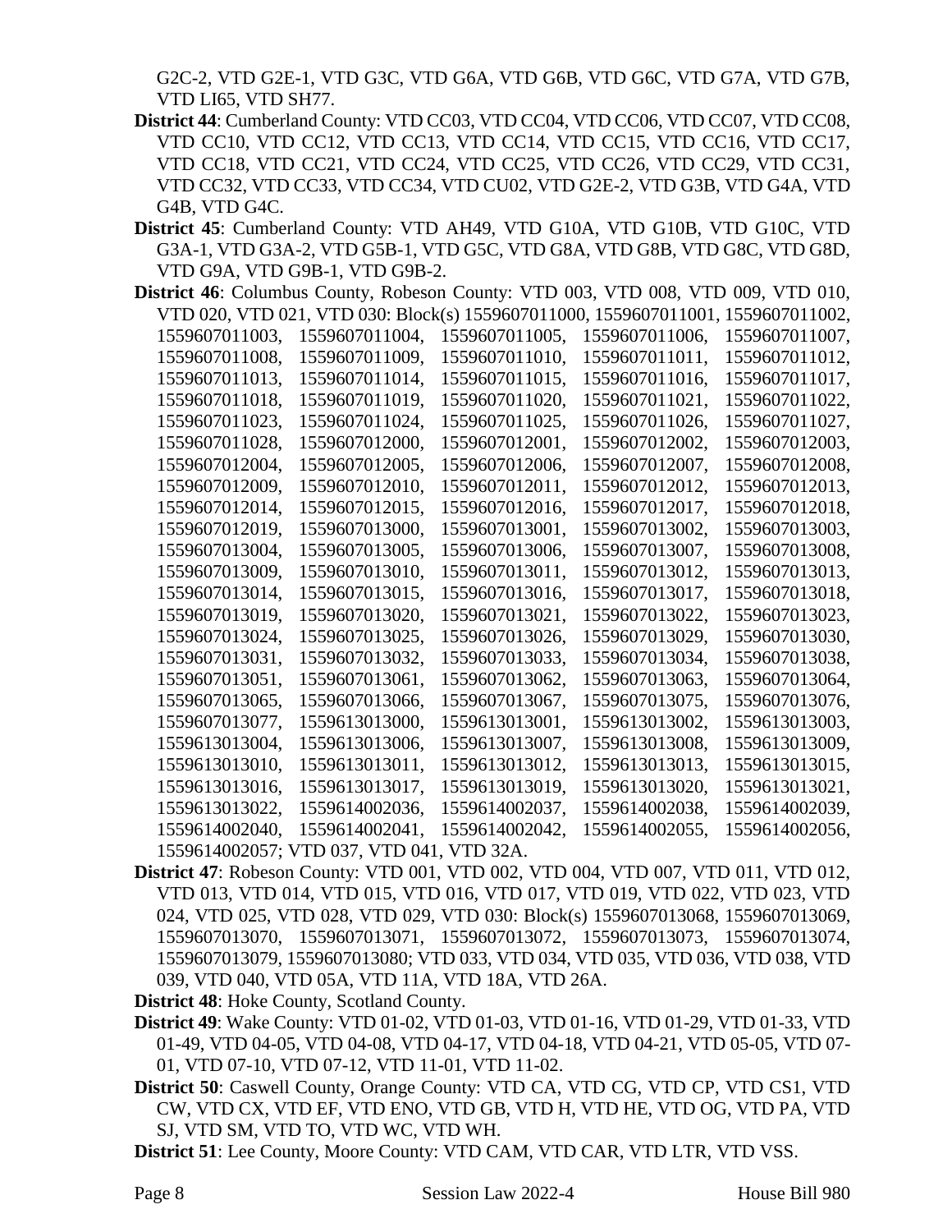G2C-2, VTD G2E-1, VTD G3C, VTD G6A, VTD G6B, VTD G6C, VTD G7A, VTD G7B, VTD LI65, VTD SH77.

**District 44**: Cumberland County: VTD CC03, VTD CC04, VTD CC06, VTD CC07, VTD CC08, VTD CC10, VTD CC12, VTD CC13, VTD CC14, VTD CC15, VTD CC16, VTD CC17, VTD CC18, VTD CC21, VTD CC24, VTD CC25, VTD CC26, VTD CC29, VTD CC31, VTD CC32, VTD CC33, VTD CC34, VTD CU02, VTD G2E-2, VTD G3B, VTD G4A, VTD G4B, VTD G4C.

**District 45**: Cumberland County: VTD AH49, VTD G10A, VTD G10B, VTD G10C, VTD G3A-1, VTD G3A-2, VTD G5B-1, VTD G5C, VTD G8A, VTD G8B, VTD G8C, VTD G8D, VTD G9A, VTD G9B-1, VTD G9B-2.

**District 46**: Columbus County, Robeson County: VTD 003, VTD 008, VTD 009, VTD 010, VTD 020, VTD 021, VTD 030: Block(s) 1559607011000, 1559607011001, 1559607011002, 1559607011003, 1559607011004, 1559607011005, 1559607011006, 1559607011007, 1559607011008, 1559607011009, 1559607011010, 1559607011011, 1559607011012, 1559607011013, 1559607011014, 1559607011015, 1559607011016, 1559607011017, 1559607011018, 1559607011019, 1559607011020, 1559607011021, 1559607011022, 1559607011023, 1559607011024, 1559607011025, 1559607011026, 1559607011027, 1559607011028, 1559607012000, 1559607012001, 1559607012002, 1559607012003, 1559607012004, 1559607012005, 1559607012006, 1559607012007, 1559607012008, 1559607012009, 1559607012010, 1559607012011, 1559607012012, 1559607012013, 1559607012014, 1559607012015, 1559607012016, 1559607012017, 1559607012018, 1559607012019, 1559607013000, 1559607013001, 1559607013002, 1559607013003, 1559607013004, 1559607013005, 1559607013006, 1559607013007, 1559607013008, 1559607013009, 1559607013010, 1559607013011, 1559607013012, 1559607013013, 1559607013014, 1559607013015, 1559607013016, 1559607013017, 1559607013018, 1559607013019, 1559607013020, 1559607013021, 1559607013022, 1559607013023, 1559607013024, 1559607013025, 1559607013026, 1559607013029, 1559607013030, 1559607013031, 1559607013032, 1559607013033, 1559607013034, 1559607013038, 1559607013051, 1559607013061, 1559607013062, 1559607013063, 1559607013064, 1559607013065, 1559607013066, 1559607013067, 1559607013075, 1559607013076, 1559607013077, 1559613013000, 1559613013001, 1559613013002, 1559613013003, 1559613013004, 1559613013006, 1559613013007, 1559613013008, 1559613013009, 1559613013010, 1559613013011, 1559613013012, 1559613013013, 1559613013015, 1559613013016, 1559613013017, 1559613013019, 1559613013020, 1559613013021, 1559613013022, 1559614002036, 1559614002037, 1559614002038, 1559614002039, 1559614002040, 1559614002041, 1559614002042, 1559614002055, 1559614002056, 1559614002057; VTD 037, VTD 041, VTD 32A.

**District 47**: Robeson County: VTD 001, VTD 002, VTD 004, VTD 007, VTD 011, VTD 012, VTD 013, VTD 014, VTD 015, VTD 016, VTD 017, VTD 019, VTD 022, VTD 023, VTD 024, VTD 025, VTD 028, VTD 029, VTD 030: Block(s) 1559607013068, 1559607013069, 1559607013070, 1559607013071, 1559607013072, 1559607013073, 1559607013074, 1559607013079, 1559607013080; VTD 033, VTD 034, VTD 035, VTD 036, VTD 038, VTD 039, VTD 040, VTD 05A, VTD 11A, VTD 18A, VTD 26A.

**District 48**: Hoke County, Scotland County.

**District 49**: Wake County: VTD 01-02, VTD 01-03, VTD 01-16, VTD 01-29, VTD 01-33, VTD 01-49, VTD 04-05, VTD 04-08, VTD 04-17, VTD 04-18, VTD 04-21, VTD 05-05, VTD 07-01, VTD 07-10, VTD 07-12, VTD 11-01, VTD 11-02.

**District 50**: Caswell County, Orange County: VTD CA, VTD CG, VTD CP, VTD CS1, VTD CW, VTD CX, VTD EF, VTD ENO, VTD GB, VTD H, VTD HE, VTD OG, VTD PA, VTD SJ, VTD SM, VTD TO, VTD WC, VTD WH.

**District 51**: Lee County, Moore County: VTD CAM, VTD CAR, VTD LTR, VTD VSS.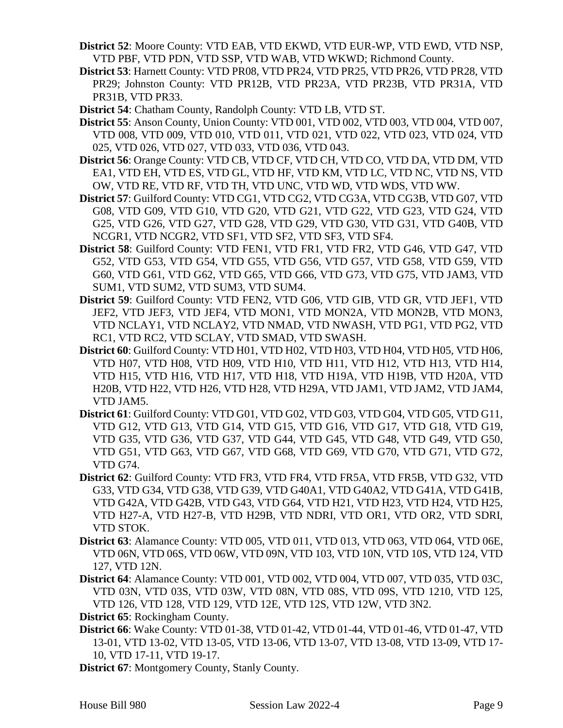**District 52**: Moore County: VTD EAB, VTD EKWD, VTD EUR-WP, VTD EWD, VTD NSP, VTD PBF, VTD PDN, VTD SSP, VTD WAB, VTD WKWD; Richmond County.

**District 53**: Harnett County: VTD PR08, VTD PR24, VTD PR25, VTD PR26, VTD PR28, VTD PR29; Johnston County: VTD PR12B, VTD PR23A, VTD PR23B, VTD PR31A, VTD PR31B, VTD PR33.

**District 54**: Chatham County, Randolph County: VTD LB, VTD ST.

**District 55**: Anson County, Union County: VTD 001, VTD 002, VTD 003, VTD 004, VTD 007, VTD 008, VTD 009, VTD 010, VTD 011, VTD 021, VTD 022, VTD 023, VTD 024, VTD 025, VTD 026, VTD 027, VTD 033, VTD 036, VTD 043.

**District 56**: Orange County: VTD CB, VTD CF, VTD CH, VTD CO, VTD DA, VTD DM, VTD EA1, VTD EH, VTD ES, VTD GL, VTD HF, VTD KM, VTD LC, VTD NC, VTD NS, VTD OW, VTD RE, VTD RF, VTD TH, VTD UNC, VTD WD, VTD WDS, VTD WW.

**District 57**: Guilford County: VTD CG1, VTD CG2, VTD CG3A, VTD CG3B, VTD G07, VTD G08, VTD G09, VTD G10, VTD G20, VTD G21, VTD G22, VTD G23, VTD G24, VTD G25, VTD G26, VTD G27, VTD G28, VTD G29, VTD G30, VTD G31, VTD G40B, VTD NCGR1, VTD NCGR2, VTD SF1, VTD SF2, VTD SF3, VTD SF4.

**District 58**: Guilford County: VTD FEN1, VTD FR1, VTD FR2, VTD G46, VTD G47, VTD G52, VTD G53, VTD G54, VTD G55, VTD G56, VTD G57, VTD G58, VTD G59, VTD G60, VTD G61, VTD G62, VTD G65, VTD G66, VTD G73, VTD G75, VTD JAM3, VTD SUM1, VTD SUM2, VTD SUM3, VTD SUM4.

**District 59**: Guilford County: VTD FEN2, VTD G06, VTD GIB, VTD GR, VTD JEF1, VTD JEF2, VTD JEF3, VTD JEF4, VTD MON1, VTD MON2A, VTD MON2B, VTD MON3, VTD NCLAY1, VTD NCLAY2, VTD NMAD, VTD NWASH, VTD PG1, VTD PG2, VTD RC1, VTD RC2, VTD SCLAY, VTD SMAD, VTD SWASH.

**District 60**: Guilford County: VTD H01, VTD H02, VTD H03, VTD H04, VTD H05, VTD H06, VTD H07, VTD H08, VTD H09, VTD H10, VTD H11, VTD H12, VTD H13, VTD H14, VTD H15, VTD H16, VTD H17, VTD H18, VTD H19A, VTD H19B, VTD H20A, VTD H20B, VTD H22, VTD H26, VTD H28, VTD H29A, VTD JAM1, VTD JAM2, VTD JAM4, VTD JAM5.

**District 61**: Guilford County: VTD G01, VTD G02, VTD G03, VTD G04, VTD G05, VTD G11, VTD G12, VTD G13, VTD G14, VTD G15, VTD G16, VTD G17, VTD G18, VTD G19, VTD G35, VTD G36, VTD G37, VTD G44, VTD G45, VTD G48, VTD G49, VTD G50, VTD G51, VTD G63, VTD G67, VTD G68, VTD G69, VTD G70, VTD G71, VTD G72, VTD G74.

**District 62**: Guilford County: VTD FR3, VTD FR4, VTD FR5A, VTD FR5B, VTD G32, VTD G33, VTD G34, VTD G38, VTD G39, VTD G40A1, VTD G40A2, VTD G41A, VTD G41B, VTD G42A, VTD G42B, VTD G43, VTD G64, VTD H21, VTD H23, VTD H24, VTD H25, VTD H27-A, VTD H27-B, VTD H29B, VTD NDRI, VTD OR1, VTD OR2, VTD SDRI, VTD STOK.

**District 63**: Alamance County: VTD 005, VTD 011, VTD 013, VTD 063, VTD 064, VTD 06E, VTD 06N, VTD 06S, VTD 06W, VTD 09N, VTD 103, VTD 10N, VTD 10S, VTD 124, VTD 127, VTD 12N.

**District 64**: Alamance County: VTD 001, VTD 002, VTD 004, VTD 007, VTD 035, VTD 03C, VTD 03N, VTD 03S, VTD 03W, VTD 08N, VTD 08S, VTD 09S, VTD 1210, VTD 125, VTD 126, VTD 128, VTD 129, VTD 12E, VTD 12S, VTD 12W, VTD 3N2.

**District 65**: Rockingham County.

**District 66**: Wake County: VTD 01-38, VTD 01-42, VTD 01-44, VTD 01-46, VTD 01-47, VTD 13-01, VTD 13-02, VTD 13-05, VTD 13-06, VTD 13-07, VTD 13-08, VTD 13-09, VTD 17-10, VTD 17-11, VTD 19-17.

**District 67**: Montgomery County, Stanly County.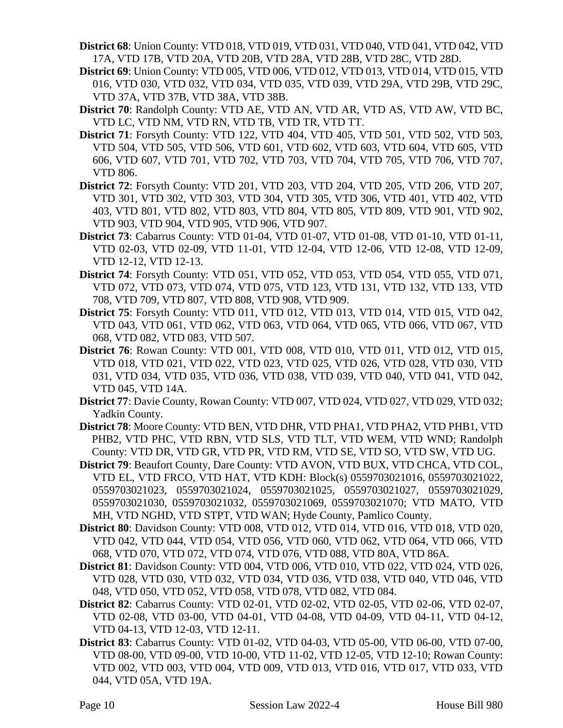**District 68**: Union County: VTD 018, VTD 019, VTD 031, VTD 040, VTD 041, VTD 042, VTD 17A, VTD 17B, VTD 20A, VTD 20B, VTD 28A, VTD 28B, VTD 28C, VTD 28D.

**District 69**: Union County: VTD 005, VTD 006, VTD 012, VTD 013, VTD 014, VTD 015, VTD 016, VTD 030, VTD 032, VTD 034, VTD 035, VTD 039, VTD 29A, VTD 29B, VTD 29C, VTD 37A, VTD 37B, VTD 38A, VTD 38B.

**District 70**: Randolph County: VTD AE, VTD AN, VTD AR, VTD AS, VTD AW, VTD BC, VTD LC, VTD NM, VTD RN, VTD TB, VTD TR, VTD TT.

**District 71**: Forsyth County: VTD 122, VTD 404, VTD 405, VTD 501, VTD 502, VTD 503, VTD 504, VTD 505, VTD 506, VTD 601, VTD 602, VTD 603, VTD 604, VTD 605, VTD 606, VTD 607, VTD 701, VTD 702, VTD 703, VTD 704, VTD 705, VTD 706, VTD 707, VTD 806.

**District 72**: Forsyth County: VTD 201, VTD 203, VTD 204, VTD 205, VTD 206, VTD 207, VTD 301, VTD 302, VTD 303, VTD 304, VTD 305, VTD 306, VTD 401, VTD 402, VTD 403, VTD 801, VTD 802, VTD 803, VTD 804, VTD 805, VTD 809, VTD 901, VTD 902, VTD 903, VTD 904, VTD 905, VTD 906, VTD 907.

**District 73**: Cabarrus County: VTD 01-04, VTD 01-07, VTD 01-08, VTD 01-10, VTD 01-11, VTD 02-03, VTD 02-09, VTD 11-01, VTD 12-04, VTD 12-06, VTD 12-08, VTD 12-09, VTD 12-12, VTD 12-13.

**District 74**: Forsyth County: VTD 051, VTD 052, VTD 053, VTD 054, VTD 055, VTD 071, VTD 072, VTD 073, VTD 074, VTD 075, VTD 123, VTD 131, VTD 132, VTD 133, VTD 708, VTD 709, VTD 807, VTD 808, VTD 908, VTD 909.

**District 75**: Forsyth County: VTD 011, VTD 012, VTD 013, VTD 014, VTD 015, VTD 042, VTD 043, VTD 061, VTD 062, VTD 063, VTD 064, VTD 065, VTD 066, VTD 067, VTD 068, VTD 082, VTD 083, VTD 507.

**District 76**: Rowan County: VTD 001, VTD 008, VTD 010, VTD 011, VTD 012, VTD 015, VTD 018, VTD 021, VTD 022, VTD 023, VTD 025, VTD 026, VTD 028, VTD 030, VTD 031, VTD 034, VTD 035, VTD 036, VTD 038, VTD 039, VTD 040, VTD 041, VTD 042, VTD 045, VTD 14A.

**District 77**: Davie County, Rowan County: VTD 007, VTD 024, VTD 027, VTD 029, VTD 032; Yadkin County.

**District 78**: Moore County: VTD BEN, VTD DHR, VTD PHA1, VTD PHA2, VTD PHB1, VTD PHB2, VTD PHC, VTD RBN, VTD SLS, VTD TLT, VTD WEM, VTD WND; Randolph County: VTD DR, VTD GR, VTD PR, VTD RM, VTD SE, VTD SO, VTD SW, VTD UG.

**District 79**: Beaufort County, Dare County: VTD AVON, VTD BUX, VTD CHCA, VTD COL, VTD EL, VTD FRCO, VTD HAT, VTD KDH: Block(s) 0559703021016, 0559703021022, 0559703021023, 0559703021024, 0559703021025, 0559703021027, 0559703021029, 0559703021030, 0559703021032, 0559703021069, 0559703021070; VTD MATO, VTD MH, VTD NGHD, VTD STPT, VTD WAN; Hyde County, Pamlico County.

**District 80**: Davidson County: VTD 008, VTD 012, VTD 014, VTD 016, VTD 018, VTD 020, VTD 042, VTD 044, VTD 054, VTD 056, VTD 060, VTD 062, VTD 064, VTD 066, VTD 068, VTD 070, VTD 072, VTD 074, VTD 076, VTD 088, VTD 80A, VTD 86A.

**District 81**: Davidson County: VTD 004, VTD 006, VTD 010, VTD 022, VTD 024, VTD 026, VTD 028, VTD 030, VTD 032, VTD 034, VTD 036, VTD 038, VTD 040, VTD 046, VTD 048, VTD 050, VTD 052, VTD 058, VTD 078, VTD 082, VTD 084.

**District 82**: Cabarrus County: VTD 02-01, VTD 02-02, VTD 02-05, VTD 02-06, VTD 02-07, VTD 02-08, VTD 03-00, VTD 04-01, VTD 04-08, VTD 04-09, VTD 04-11, VTD 04-12, VTD 04-13, VTD 12-03, VTD 12-11.

**District 83**: Cabarrus County: VTD 01-02, VTD 04-03, VTD 05-00, VTD 06-00, VTD 07-00, VTD 08-00, VTD 09-00, VTD 10-00, VTD 11-02, VTD 12-05, VTD 12-10; Rowan County: VTD 002, VTD 003, VTD 004, VTD 009, VTD 013, VTD 016, VTD 017, VTD 033, VTD 044, VTD 05A, VTD 19A.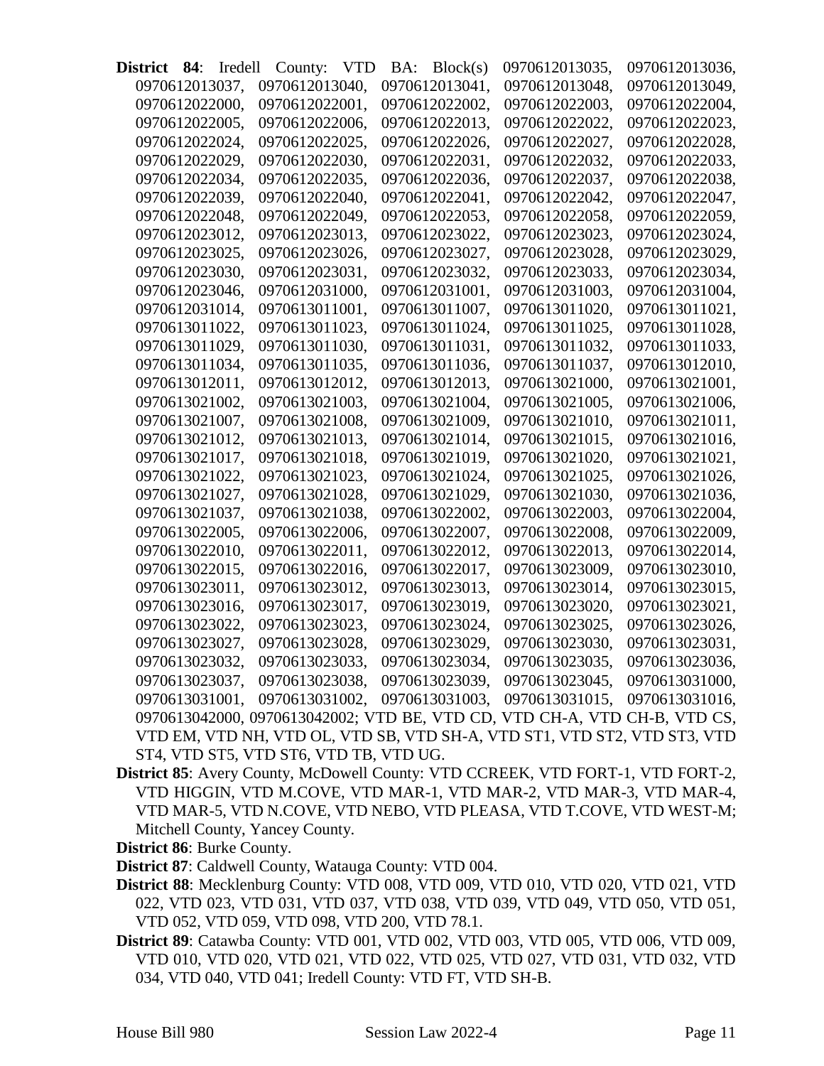**District 84**: Iredell County: VTD BA: Block(s) 0970612013035, 0970612013036, 0970612013037, 0970612013040, 0970612013041, 0970612013048, 0970612013049, 0970612022000, 0970612022001, 0970612022002, 0970612022003, 0970612022004, 0970612022005, 0970612022006, 0970612022013, 0970612022022, 0970612022023, 0970612022024, 0970612022025, 0970612022026, 0970612022027, 0970612022028, 0970612022029, 0970612022030, 0970612022031, 0970612022032, 0970612022033, 0970612022034, 0970612022035, 0970612022036, 0970612022037, 0970612022038, 0970612022039, 0970612022040, 0970612022041, 0970612022042, 0970612022047, 0970612022048, 0970612022049, 0970612022053, 0970612022058, 0970612022059, 0970612023012, 0970612023013, 0970612023022, 0970612023023, 0970612023024, 0970612023025, 0970612023026, 0970612023027, 0970612023028, 0970612023029, 0970612023030, 0970612023031, 0970612023032, 0970612023033, 0970612023034, 0970612023046, 0970612031000, 0970612031001, 0970612031003, 0970612031004, 0970612031014, 0970613011001, 0970613011007, 0970613011020, 0970613011021, 0970613011022, 0970613011023, 0970613011024, 0970613011025, 0970613011028, 0970613011029, 0970613011030, 0970613011031, 0970613011032, 0970613011033, 0970613011034, 0970613011035, 0970613011036, 0970613011037, 0970613012010, 0970613012011, 0970613012012, 0970613012013, 0970613021000, 0970613021001, 0970613021002, 0970613021003, 0970613021004, 0970613021005, 0970613021006, 0970613021007, 0970613021008, 0970613021009, 0970613021010, 0970613021011, 0970613021012, 0970613021013, 0970613021014, 0970613021015, 0970613021016, 0970613021017, 0970613021018, 0970613021019, 0970613021020, 0970613021021, 0970613021022, 0970613021023, 0970613021024, 0970613021025, 0970613021026, 0970613021027, 0970613021028, 0970613021029, 0970613021030, 0970613021036, 0970613021037, 0970613021038, 0970613022002, 0970613022003, 0970613022004, 0970613022005, 0970613022006, 0970613022007, 0970613022008, 0970613022009, 0970613022010, 0970613022011, 0970613022012, 0970613022013, 0970613022014, 0970613022015, 0970613022016, 0970613022017, 0970613023009, 0970613023010, 0970613023011, 0970613023012, 0970613023013, 0970613023014, 0970613023015, 0970613023016, 0970613023017, 0970613023019, 0970613023020, 0970613023021, 0970613023022, 0970613023023, 0970613023024, 0970613023025, 0970613023026, 0970613023027, 0970613023028, 0970613023029, 0970613023030, 0970613023031, 0970613023032, 0970613023033, 0970613023034, 0970613023035, 0970613023036, 0970613023037, 0970613023038, 0970613023039, 0970613023045, 0970613031000, 0970613031001, 0970613031002, 0970613031003, 0970613031015, 0970613031016, 0970613042000, 0970613042002; VTD BE, VTD CD, VTD CH-A, VTD CH-B, VTD CS, VTD EM, VTD NH, VTD OL, VTD SB, VTD SH-A, VTD ST1, VTD ST2, VTD ST3, VTD ST4, VTD ST5, VTD ST6, VTD TB, VTD UG.

**District 85**: Avery County, McDowell County: VTD CCREEK, VTD FORT-1, VTD FORT-2, VTD HIGGIN, VTD M.COVE, VTD MAR-1, VTD MAR-2, VTD MAR-3, VTD MAR-4, VTD MAR-5, VTD N.COVE, VTD NEBO, VTD PLEASA, VTD T.COVE, VTD WEST-M; Mitchell County, Yancey County.

**District 86**: Burke County.

**District 87**: Caldwell County, Watauga County: VTD 004.

**District 88**: Mecklenburg County: VTD 008, VTD 009, VTD 010, VTD 020, VTD 021, VTD 022, VTD 023, VTD 031, VTD 037, VTD 038, VTD 039, VTD 049, VTD 050, VTD 051, VTD 052, VTD 059, VTD 098, VTD 200, VTD 78.1.

**District 89**: Catawba County: VTD 001, VTD 002, VTD 003, VTD 005, VTD 006, VTD 009, VTD 010, VTD 020, VTD 021, VTD 022, VTD 025, VTD 027, VTD 031, VTD 032, VTD 034, VTD 040, VTD 041; Iredell County: VTD FT, VTD SH-B.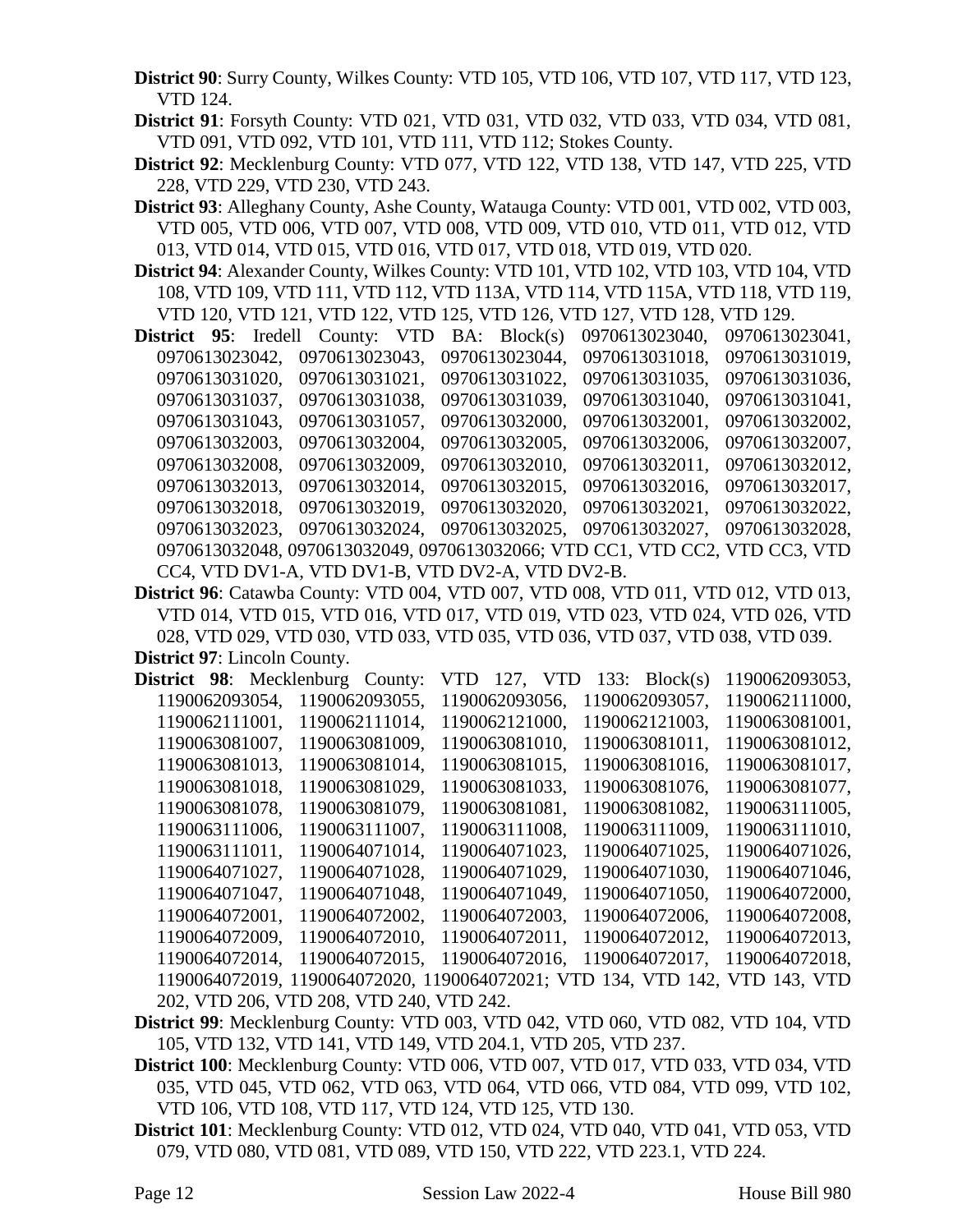**District 90**: Surry County, Wilkes County: VTD 105, VTD 106, VTD 107, VTD 117, VTD 123, VTD 124.

**District 91**: Forsyth County: VTD 021, VTD 031, VTD 032, VTD 033, VTD 034, VTD 081, VTD 091, VTD 092, VTD 101, VTD 111, VTD 112; Stokes County.

**District 92**: Mecklenburg County: VTD 077, VTD 122, VTD 138, VTD 147, VTD 225, VTD 228, VTD 229, VTD 230, VTD 243.

**District 93**: Alleghany County, Ashe County, Watauga County: VTD 001, VTD 002, VTD 003, VTD 005, VTD 006, VTD 007, VTD 008, VTD 009, VTD 010, VTD 011, VTD 012, VTD 013, VTD 014, VTD 015, VTD 016, VTD 017, VTD 018, VTD 019, VTD 020.

**District 94**: Alexander County, Wilkes County: VTD 101, VTD 102, VTD 103, VTD 104, VTD 108, VTD 109, VTD 111, VTD 112, VTD 113A, VTD 114, VTD 115A, VTD 118, VTD 119, VTD 120, VTD 121, VTD 122, VTD 125, VTD 126, VTD 127, VTD 128, VTD 129.

**District 95**: Iredell County: VTD BA: Block(s) 0970613023040, 0970613023041, 0970613023042, 0970613023043, 0970613023044, 0970613031018, 0970613031019, 0970613031020, 0970613031021, 0970613031022, 0970613031035, 0970613031036, 0970613031037, 0970613031038, 0970613031039, 0970613031040, 0970613031041, 0970613031043, 0970613031057, 0970613032000, 0970613032001, 0970613032002, 0970613032003, 0970613032004, 0970613032005, 0970613032006, 0970613032007, 0970613032008, 0970613032009, 0970613032010, 0970613032011, 0970613032012, 0970613032013, 0970613032014, 0970613032015, 0970613032016, 0970613032017, 0970613032018, 0970613032019, 0970613032020, 0970613032021, 0970613032022, 0970613032023, 0970613032024, 0970613032025, 0970613032027, 0970613032028, 0970613032048, 0970613032049, 0970613032066; VTD CC1, VTD CC2, VTD CC3, VTD CC4, VTD DV1-A, VTD DV1-B, VTD DV2-A, VTD DV2-B.

**District 96**: Catawba County: VTD 004, VTD 007, VTD 008, VTD 011, VTD 012, VTD 013, VTD 014, VTD 015, VTD 016, VTD 017, VTD 019, VTD 023, VTD 024, VTD 026, VTD 028, VTD 029, VTD 030, VTD 033, VTD 035, VTD 036, VTD 037, VTD 038, VTD 039.

**District 97**: Lincoln County.

**District 98**: Mecklenburg County: VTD 127, VTD 133: Block(s) 1190062093053, 1190062093054, 1190062093055, 1190062093056, 1190062093057, 1190062111000, 1190062111001, 1190062111014, 1190062121000, 1190062121003, 1190063081001, 1190063081007, 1190063081009, 1190063081010, 1190063081011, 1190063081012, 1190063081013, 1190063081014, 1190063081015, 1190063081016, 1190063081017, 1190063081018, 1190063081029, 1190063081033, 1190063081076, 1190063081077, 1190063081078, 1190063081079, 1190063081081, 1190063081082, 1190063111005, 1190063111006, 1190063111007, 1190063111008, 1190063111009, 1190063111010, 1190063111011, 1190064071014, 1190064071023, 1190064071025, 1190064071026, 1190064071027, 1190064071028, 1190064071029, 1190064071030, 1190064071046, 1190064071047, 1190064071048, 1190064071049, 1190064071050, 1190064072000, 1190064072001, 1190064072002, 1190064072003, 1190064072006, 1190064072008, 1190064072009, 1190064072010, 1190064072011, 1190064072012, 1190064072013, 1190064072014, 1190064072015, 1190064072016, 1190064072017, 1190064072018, 1190064072019, 1190064072020, 1190064072021; VTD 134, VTD 142, VTD 143, VTD 202, VTD 206, VTD 208, VTD 240, VTD 242.

**District 99**: Mecklenburg County: VTD 003, VTD 042, VTD 060, VTD 082, VTD 104, VTD 105, VTD 132, VTD 141, VTD 149, VTD 204.1, VTD 205, VTD 237.

**District 100**: Mecklenburg County: VTD 006, VTD 007, VTD 017, VTD 033, VTD 034, VTD 035, VTD 045, VTD 062, VTD 063, VTD 064, VTD 066, VTD 084, VTD 099, VTD 102, VTD 106, VTD 108, VTD 117, VTD 124, VTD 125, VTD 130.

**District 101**: Mecklenburg County: VTD 012, VTD 024, VTD 040, VTD 041, VTD 053, VTD 079, VTD 080, VTD 081, VTD 089, VTD 150, VTD 222, VTD 223.1, VTD 224.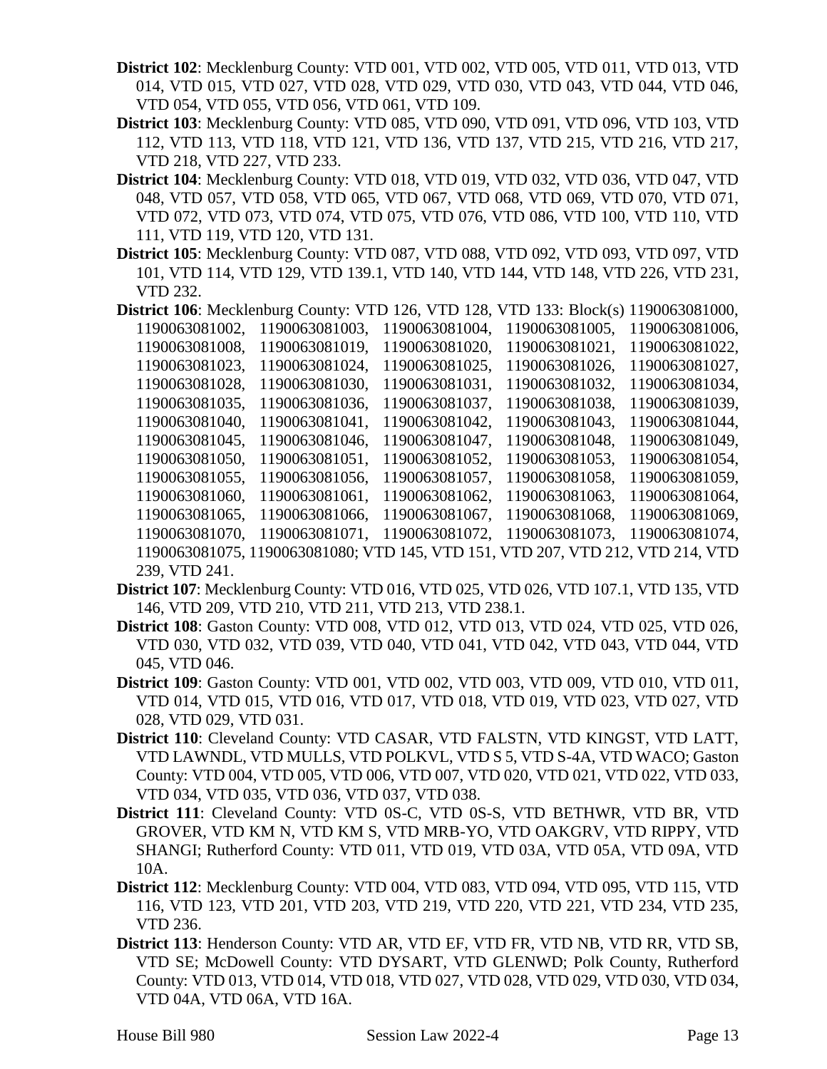**District 102**: Mecklenburg County: VTD 001, VTD 002, VTD 005, VTD 011, VTD 013, VTD 014, VTD 015, VTD 027, VTD 028, VTD 029, VTD 030, VTD 043, VTD 044, VTD 046, VTD 054, VTD 055, VTD 056, VTD 061, VTD 109.

**District 103**: Mecklenburg County: VTD 085, VTD 090, VTD 091, VTD 096, VTD 103, VTD 112, VTD 113, VTD 118, VTD 121, VTD 136, VTD 137, VTD 215, VTD 216, VTD 217, VTD 218, VTD 227, VTD 233.

**District 104**: Mecklenburg County: VTD 018, VTD 019, VTD 032, VTD 036, VTD 047, VTD 048, VTD 057, VTD 058, VTD 065, VTD 067, VTD 068, VTD 069, VTD 070, VTD 071, VTD 072, VTD 073, VTD 074, VTD 075, VTD 076, VTD 086, VTD 100, VTD 110, VTD 111, VTD 119, VTD 120, VTD 131.

**District 105**: Mecklenburg County: VTD 087, VTD 088, VTD 092, VTD 093, VTD 097, VTD 101, VTD 114, VTD 129, VTD 139.1, VTD 140, VTD 144, VTD 148, VTD 226, VTD 231, VTD 232.

**District 106**: Mecklenburg County: VTD 126, VTD 128, VTD 133: Block(s) 1190063081000, 1190063081002, 1190063081003, 1190063081004, 1190063081005, 1190063081006, 1190063081008, 1190063081019, 1190063081020, 1190063081021, 1190063081022, 1190063081023, 1190063081024, 1190063081025, 1190063081026, 1190063081027, 1190063081028, 1190063081030, 1190063081031, 1190063081032, 1190063081034, 1190063081035, 1190063081036, 1190063081037, 1190063081038, 1190063081039, 1190063081040, 1190063081041, 1190063081042, 1190063081043, 1190063081044, 1190063081045, 1190063081046, 1190063081047, 1190063081048, 1190063081049, 1190063081050, 1190063081051, 1190063081052, 1190063081053, 1190063081054, 1190063081055, 1190063081056, 1190063081057, 1190063081058, 1190063081059, 1190063081060, 1190063081061, 1190063081062, 1190063081063, 1190063081064, 1190063081065, 1190063081066, 1190063081067, 1190063081068, 1190063081069, 1190063081070, 1190063081071, 1190063081072, 1190063081073, 1190063081074, 1190063081075, 1190063081080; VTD 145, VTD 151, VTD 207, VTD 212, VTD 214, VTD 239, VTD 241.

**District 107**: Mecklenburg County: VTD 016, VTD 025, VTD 026, VTD 107.1, VTD 135, VTD 146, VTD 209, VTD 210, VTD 211, VTD 213, VTD 238.1.

**District 108**: Gaston County: VTD 008, VTD 012, VTD 013, VTD 024, VTD 025, VTD 026, VTD 030, VTD 032, VTD 039, VTD 040, VTD 041, VTD 042, VTD 043, VTD 044, VTD 045, VTD 046.

**District 109**: Gaston County: VTD 001, VTD 002, VTD 003, VTD 009, VTD 010, VTD 011, VTD 014, VTD 015, VTD 016, VTD 017, VTD 018, VTD 019, VTD 023, VTD 027, VTD 028, VTD 029, VTD 031.

**District 110**: Cleveland County: VTD CASAR, VTD FALSTN, VTD KINGST, VTD LATT, VTD LAWNDL, VTD MULLS, VTD POLKVL, VTD S 5, VTD S-4A, VTD WACO; Gaston County: VTD 004, VTD 005, VTD 006, VTD 007, VTD 020, VTD 021, VTD 022, VTD 033, VTD 034, VTD 035, VTD 036, VTD 037, VTD 038.

**District 111**: Cleveland County: VTD 0S-C, VTD 0S-S, VTD BETHWR, VTD BR, VTD GROVER, VTD KM N, VTD KM S, VTD MRB-YO, VTD OAKGRV, VTD RIPPY, VTD SHANGI; Rutherford County: VTD 011, VTD 019, VTD 03A, VTD 05A, VTD 09A, VTD 10A.

**District 112**: Mecklenburg County: VTD 004, VTD 083, VTD 094, VTD 095, VTD 115, VTD 116, VTD 123, VTD 201, VTD 203, VTD 219, VTD 220, VTD 221, VTD 234, VTD 235, VTD 236.

**District 113**: Henderson County: VTD AR, VTD EF, VTD FR, VTD NB, VTD RR, VTD SB, VTD SE; McDowell County: VTD DYSART, VTD GLENWD; Polk County, Rutherford County: VTD 013, VTD 014, VTD 018, VTD 027, VTD 028, VTD 029, VTD 030, VTD 034, VTD 04A, VTD 06A, VTD 16A.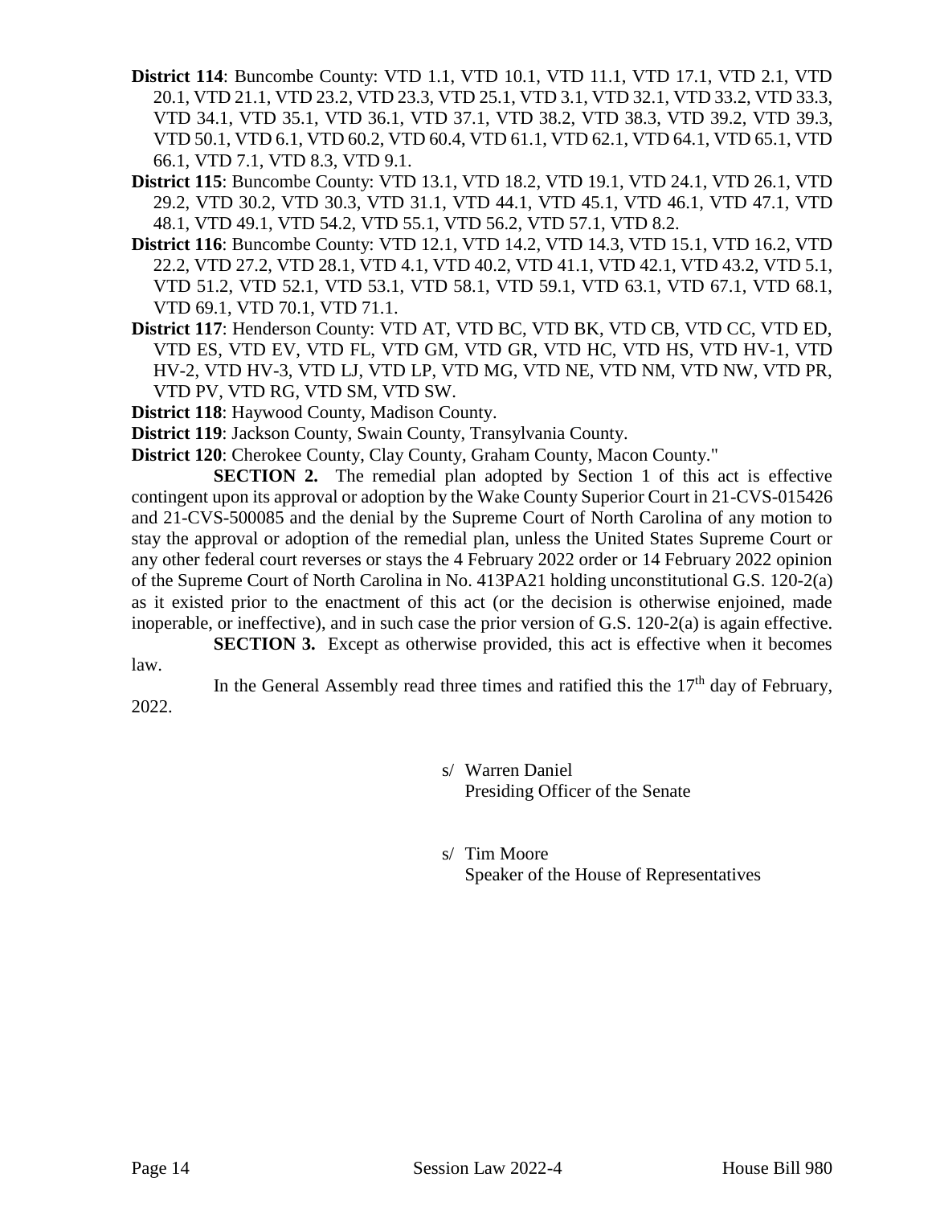**District 114**: Buncombe County: VTD 1.1, VTD 10.1, VTD 11.1, VTD 17.1, VTD 2.1, VTD 20.1, VTD 21.1, VTD 23.2, VTD 23.3, VTD 25.1, VTD 3.1, VTD 32.1, VTD 33.2, VTD 33.3, VTD 34.1, VTD 35.1, VTD 36.1, VTD 37.1, VTD 38.2, VTD 38.3, VTD 39.2, VTD 39.3, VTD 50.1, VTD 6.1, VTD 60.2, VTD 60.4, VTD 61.1, VTD 62.1, VTD 64.1, VTD 65.1, VTD 66.1, VTD 7.1, VTD 8.3, VTD 9.1.

**District 115**: Buncombe County: VTD 13.1, VTD 18.2, VTD 19.1, VTD 24.1, VTD 26.1, VTD 29.2, VTD 30.2, VTD 30.3, VTD 31.1, VTD 44.1, VTD 45.1, VTD 46.1, VTD 47.1, VTD 48.1, VTD 49.1, VTD 54.2, VTD 55.1, VTD 56.2, VTD 57.1, VTD 8.2.

**District 116**: Buncombe County: VTD 12.1, VTD 14.2, VTD 14.3, VTD 15.1, VTD 16.2, VTD 22.2, VTD 27.2, VTD 28.1, VTD 4.1, VTD 40.2, VTD 41.1, VTD 42.1, VTD 43.2, VTD 5.1, VTD 51.2, VTD 52.1, VTD 53.1, VTD 58.1, VTD 59.1, VTD 63.1, VTD 67.1, VTD 68.1, VTD 69.1, VTD 70.1, VTD 71.1.

**District 117**: Henderson County: VTD AT, VTD BC, VTD BK, VTD CB, VTD CC, VTD ED, VTD ES, VTD EV, VTD FL, VTD GM, VTD GR, VTD HC, VTD HS, VTD HV-1, VTD HV-2, VTD HV-3, VTD LJ, VTD LP, VTD MG, VTD NE, VTD NM, VTD NW, VTD PR, VTD PV, VTD RG, VTD SM, VTD SW.

**District 118**: Haywood County, Madison County.

**District 119**: Jackson County, Swain County, Transylvania County.

**District 120**: Cherokee County, Clay County, Graham County, Macon County."

**SECTION 2.** The remedial plan adopted by Section 1 of this act is effective contingent upon its approval or adoption by the Wake County Superior Court in 21-CVS-015426 and 21-CVS-500085 and the denial by the Supreme Court of North Carolina of any motion to stay the approval or adoption of the remedial plan, unless the United States Supreme Court or any other federal court reverses or stays the 4 February 2022 order or 14 February 2022 opinion of the Supreme Court of North Carolina in No. 413PA21 holding unconstitutional G.S. 120-2(a) as it existed prior to the enactment of this act (or the decision is otherwise enjoined, made inoperable, or ineffective), and in such case the prior version of G.S. 120-2(a) is again effective.

**SECTION 3.** Except as otherwise provided, this act is effective when it becomes law.

In the General Assembly read three times and ratified this the 17th day of February, 2022.

s/ Warren Daniel
Presiding Officer of the Senate

s/ Tim Moore
Speaker of the House of Representatives